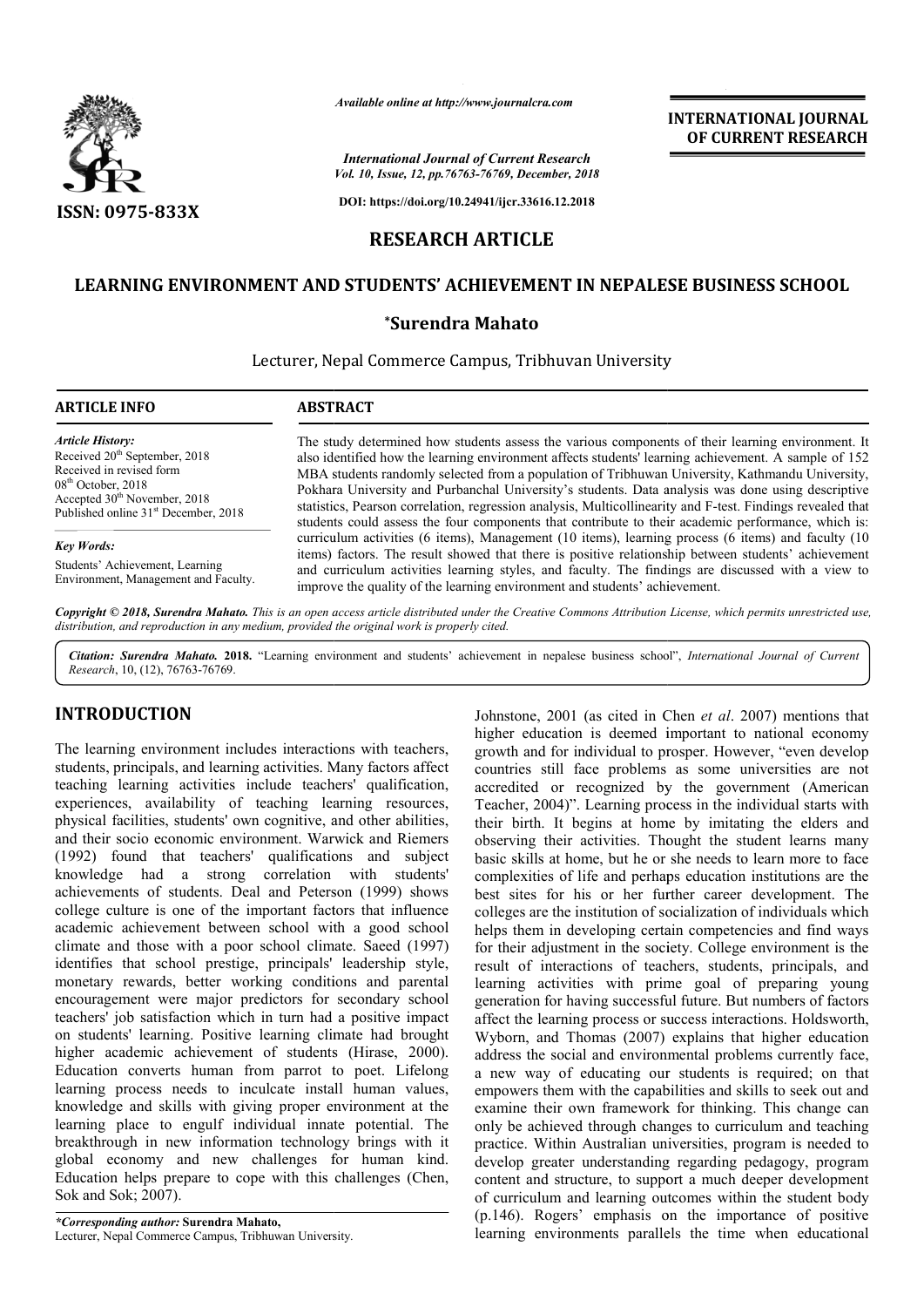*Available online at http://www.journalcra.com*

*International Journal of Current Research*
*Vol. 10, Issue, 12, pp.76763-76769, December, 2018*

**DOI: https://doi.org/10.24941/ijcr.33616.12.2018**

**INTERNATIONAL JOURNAL OF CURRENT RESEARCH**

**ISSN: 0975-833X**

# RESEARCH ARTICLE

# LEARNING ENVIRONMENT AND STUDENTS' ACHIEVEMENT IN NEPALESE BUSINESS SCHOOL

**\*Surendra Mahato**

Lecturer, Nepal Commerce Campus, Tribhuvan University

**ARTICLE INFO**

*Article History:*
Received 20th September, 2018
Received in revised form
08th October, 2018
Accepted 30th November, 2018
Published online 31st December, 2018

*Key Words:*
Students' Achievement, Learning Environment, Management and Faculty.

**ABSTRACT**

The study determined how students assess the various components of their learning environment. It also identified how the learning environment affects students' learning achievement. A sample of 152 MBA students randomly selected from a population of Tribhuwan University, Kathmandu University, Pokhara University and Purbanchal University's students. Data analysis was done using descriptive statistics, Pearson correlation, regression analysis, Multicollinearity and F-test. Findings revealed that students could assess the four components that contribute to their academic performance, which is: curriculum activities (6 items), Management (10 items), learning process (6 items) and faculty (10 items) factors. The result showed that there is positive relationship between students' achievement and curriculum activities learning styles, and faculty. The findings are discussed with a view to improve the quality of the learning environment and students' achievement.

*Copyright © 2018, Surendra Mahato. This is an open access article distributed under the Creative Commons Attribution License, which permits unrestricted use, distribution, and reproduction in any medium, provided the original work is properly cited.*

*Citation: Surendra Mahato.* **2018.** "Learning environment and students' achievement in nepalese business school", *International Journal of Current Research*, 10, (12), 76763-76769.

## INTRODUCTION

The learning environment includes interactions with teachers, students, principals, and learning activities. Many factors affect teaching learning activities include teachers' qualification, experiences, availability of teaching learning resources, physical facilities, students' own cognitive, and other abilities, and their socio economic environment. Warwick and Riemers (1992) found that teachers' qualifications and subject knowledge had a strong correlation with students' achievements of students. Deal and Peterson (1999) shows college culture is one of the important factors that influence academic achievement between school with a good school climate and those with a poor school climate. Saeed (1997) identifies that school prestige, principals' leadership style, monetary rewards, better working conditions and parental encouragement were major predictors for secondary school teachers' job satisfaction which in turn had a positive impact on students' learning. Positive learning climate had brought higher academic achievement of students (Hirase, 2000). Education converts human from parrot to poet. Lifelong learning process needs to inculcate install human values, knowledge and skills with giving proper environment at the learning place to engulf individual innate potential. The breakthrough in new information technology brings with it global economy and new challenges for human kind. Education helps prepare to cope with this challenges (Chen, Sok and Sok; 2007).

Johnstone, 2001 (as cited in Chen *et al*. 2007) mentions that higher education is deemed important to national economy growth and for individual to prosper. However, "even develop countries still face problems as some universities are not accredited or recognized by the government (American Teacher, 2004)". Learning process in the individual starts with their birth. It begins at home by imitating the elders and observing their activities. Thought the student learns many basic skills at home, but he or she needs to learn more to face complexities of life and perhaps education institutions are the best sites for his or her further career development. The colleges are the institution of socialization of individuals which helps them in developing certain competencies and find ways for their adjustment in the society. College environment is the result of interactions of teachers, students, principals, and learning activities with prime goal of preparing young generation for having successful future. But numbers of factors affect the learning process or success interactions. Holdsworth, Wyborn, and Thomas (2007) explains that higher education address the social and environmental problems currently face, a new way of educating our students is required; on that empowers them with the capabilities and skills to seek out and examine their own framework for thinking. This change can only be achieved through changes to curriculum and teaching practice. Within Australian universities, program is needed to develop greater understanding regarding pedagogy, program content and structure, to support a much deeper development of curriculum and learning outcomes within the student body (p.146). Rogers' emphasis on the importance of positive learning environments parallels the time when educational

*\*Corresponding author:* **Surendra Mahato,**
Lecturer, Nepal Commerce Campus, Tribhuwan University.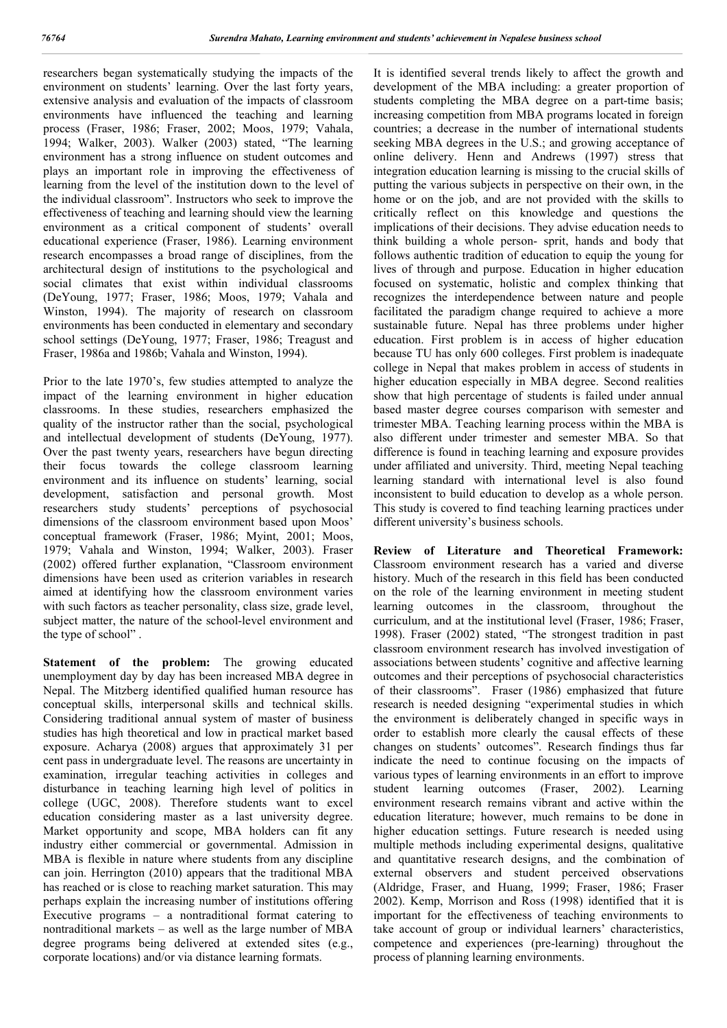researchers began systematically studying the impacts of the environment on students' learning. Over the last forty years, extensive analysis and evaluation of the impacts of classroom environments have influenced the teaching and learning process (Fraser, 1986; Fraser, 2002; Moos, 1979; Vahala, 1994; Walker, 2003). Walker (2003) stated, "The learning environment has a strong influence on student outcomes and plays an important role in improving the effectiveness of learning from the level of the institution down to the level of the individual classroom". Instructors who seek to improve the effectiveness of teaching and learning should view the learning environment as a critical component of students' overall educational experience (Fraser, 1986). Learning environment research encompasses a broad range of disciplines, from the architectural design of institutions to the psychological and social climates that exist within individual classrooms (DeYoung, 1977; Fraser, 1986; Moos, 1979; Vahala and Winston, 1994). The majority of research on classroom environments has been conducted in elementary and secondary school settings (DeYoung, 1977; Fraser, 1986; Treagust and Fraser, 1986a and 1986b; Vahala and Winston, 1994).

Prior to the late 1970's, few studies attempted to analyze the impact of the learning environment in higher education classrooms. In these studies, researchers emphasized the quality of the instructor rather than the social, psychological and intellectual development of students (DeYoung, 1977). Over the past twenty years, researchers have begun directing their focus towards the college classroom learning environment and its influence on students' learning, social development, satisfaction and personal growth. Most researchers study students' perceptions of psychosocial dimensions of the classroom environment based upon Moos' conceptual framework (Fraser, 1986; Myint, 2001; Moos, 1979; Vahala and Winston, 1994; Walker, 2003). Fraser (2002) offered further explanation, "Classroom environment dimensions have been used as criterion variables in research aimed at identifying how the classroom environment varies with such factors as teacher personality, class size, grade level, subject matter, the nature of the school-level environment and the type of school" .

**Statement of the problem:** The growing educated unemployment day by day has been increased MBA degree in Nepal. The Mitzberg identified qualified human resource has conceptual skills, interpersonal skills and technical skills. Considering traditional annual system of master of business studies has high theoretical and low in practical market based exposure. Acharya (2008) argues that approximately 31 per cent pass in undergraduate level. The reasons are uncertainty in examination, irregular teaching activities in colleges and disturbance in teaching learning high level of politics in college (UGC, 2008). Therefore students want to excel education considering master as a last university degree. Market opportunity and scope, MBA holders can fit any industry either commercial or governmental. Admission in MBA is flexible in nature where students from any discipline can join. Herrington (2010) appears that the traditional MBA has reached or is close to reaching market saturation. This may perhaps explain the increasing number of institutions offering Executive programs – a nontraditional format catering to nontraditional markets – as well as the large number of MBA degree programs being delivered at extended sites (e.g., corporate locations) and/or via distance learning formats.

It is identified several trends likely to affect the growth and development of the MBA including: a greater proportion of students completing the MBA degree on a part-time basis; increasing competition from MBA programs located in foreign countries; a decrease in the number of international students seeking MBA degrees in the U.S.; and growing acceptance of online delivery. Henn and Andrews (1997) stress that integration education learning is missing to the crucial skills of putting the various subjects in perspective on their own, in the home or on the job, and are not provided with the skills to critically reflect on this knowledge and questions the implications of their decisions. They advise education needs to think building a whole person- sprit, hands and body that follows authentic tradition of education to equip the young for lives of through and purpose. Education in higher education focused on systematic, holistic and complex thinking that recognizes the interdependence between nature and people facilitated the paradigm change required to achieve a more sustainable future. Nepal has three problems under higher education. First problem is in access of higher education because TU has only 600 colleges. First problem is inadequate college in Nepal that makes problem in access of students in higher education especially in MBA degree. Second realities show that high percentage of students is failed under annual based master degree courses comparison with semester and trimester MBA. Teaching learning process within the MBA is also different under trimester and semester MBA. So that difference is found in teaching learning and exposure provides under affiliated and university. Third, meeting Nepal teaching learning standard with international level is also found inconsistent to build education to develop as a whole person. This study is covered to find teaching learning practices under different university's business schools.

**Review of Literature and Theoretical Framework:** Classroom environment research has a varied and diverse history. Much of the research in this field has been conducted on the role of the learning environment in meeting student learning outcomes in the classroom, throughout the curriculum, and at the institutional level (Fraser, 1986; Fraser, 1998). Fraser (2002) stated, "The strongest tradition in past classroom environment research has involved investigation of associations between students' cognitive and affective learning outcomes and their perceptions of psychosocial characteristics of their classrooms". Fraser (1986) emphasized that future research is needed designing "experimental studies in which the environment is deliberately changed in specific ways in order to establish more clearly the causal effects of these changes on students' outcomes". Research findings thus far indicate the need to continue focusing on the impacts of various types of learning environments in an effort to improve student learning outcomes (Fraser, 2002). Learning environment research remains vibrant and active within the education literature; however, much remains to be done in higher education settings. Future research is needed using multiple methods including experimental designs, qualitative and quantitative research designs, and the combination of external observers and student perceived observations (Aldridge, Fraser, and Huang, 1999; Fraser, 1986; Fraser 2002). Kemp, Morrison and Ross (1998) identified that it is important for the effectiveness of teaching environments to take account of group or individual learners' characteristics, competence and experiences (pre-learning) throughout the process of planning learning environments.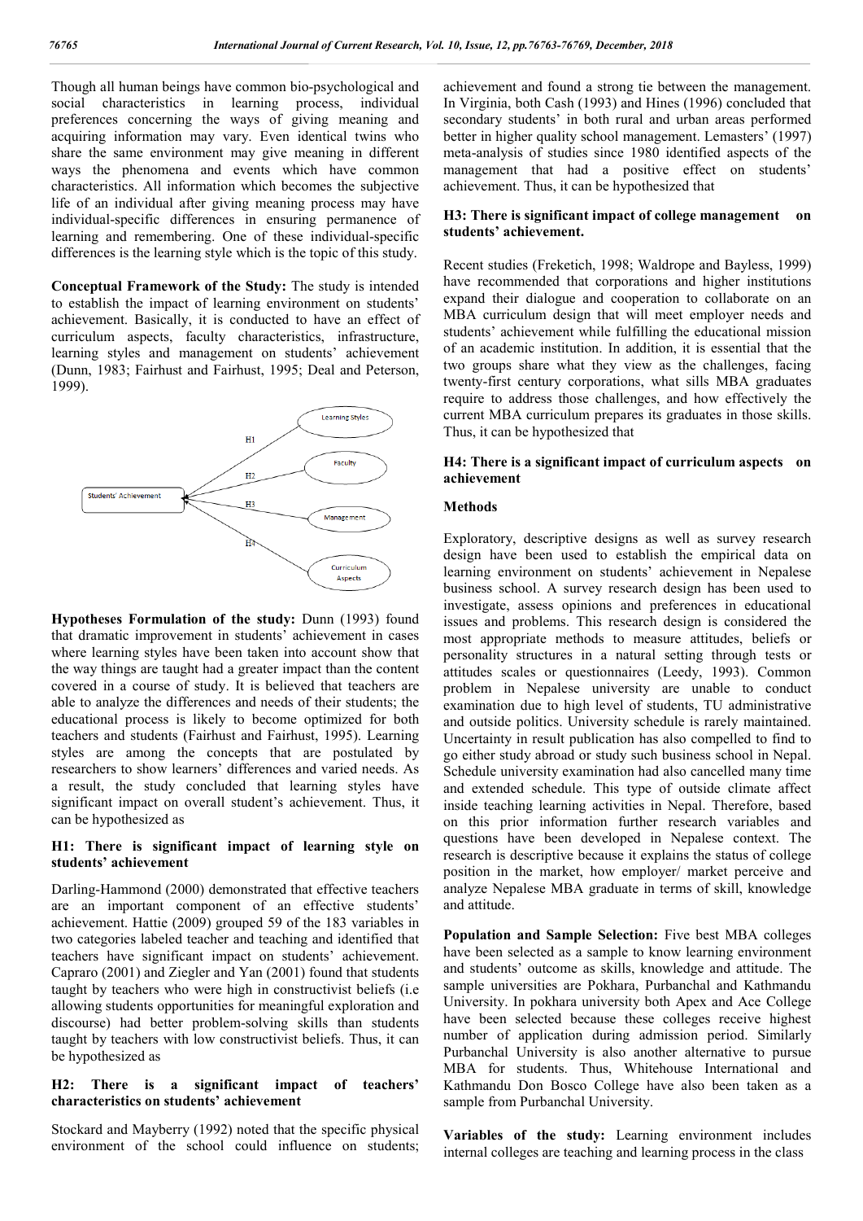Though all human beings have common bio-psychological and social characteristics in learning process, individual preferences concerning the ways of giving meaning and acquiring information may vary. Even identical twins who share the same environment may give meaning in different ways the phenomena and events which have common characteristics. All information which becomes the subjective life of an individual after giving meaning process may have individual-specific differences in ensuring permanence of learning and remembering. One of these individual-specific differences is the learning style which is the topic of this study.

**Conceptual Framework of the Study:** The study is intended to establish the impact of learning environment on students' achievement. Basically, it is conducted to have an effect of curriculum aspects, faculty characteristics, infrastructure, learning styles and management on students' achievement (Dunn, 1983; Fairhust and Fairhust, 1995; Deal and Peterson, 1999).

**Hypotheses Formulation of the study:** Dunn (1993) found that dramatic improvement in students' achievement in cases where learning styles have been taken into account show that the way things are taught had a greater impact than the content covered in a course of study. It is believed that teachers are able to analyze the differences and needs of their students; the educational process is likely to become optimized for both teachers and students (Fairhust and Fairhust, 1995). Learning styles are among the concepts that are postulated by researchers to show learners' differences and varied needs. As a result, the study concluded that learning styles have significant impact on overall student's achievement. Thus, it can be hypothesized as

**H1: There is significant impact of learning style on students' achievement**

Darling-Hammond (2000) demonstrated that effective teachers are an important component of an effective students' achievement. Hattie (2009) grouped 59 of the 183 variables in two categories labeled teacher and teaching and identified that teachers have significant impact on students' achievement. Capraro (2001) and Ziegler and Yan (2001) found that students taught by teachers who were high in constructivist beliefs (i.e allowing students opportunities for meaningful exploration and discourse) had better problem-solving skills than students taught by teachers with low constructivist beliefs. Thus, it can be hypothesized as

**H2: There is a significant impact of teachers' characteristics on students' achievement**

Stockard and Mayberry (1992) noted that the specific physical environment of the school could influence on students; achievement and found a strong tie between the management. In Virginia, both Cash (1993) and Hines (1996) concluded that secondary students' in both rural and urban areas performed better in higher quality school management. Lemasters' (1997) meta-analysis of studies since 1980 identified aspects of the management that had a positive effect on students' achievement. Thus, it can be hypothesized that

**H3: There is significant impact of college management on students' achievement.**

Recent studies (Freketich, 1998; Waldrope and Bayless, 1999) have recommended that corporations and higher institutions expand their dialogue and cooperation to collaborate on an MBA curriculum design that will meet employer needs and students' achievement while fulfilling the educational mission of an academic institution. In addition, it is essential that the two groups share what they view as the challenges, facing twenty-first century corporations, what sills MBA graduates require to address those challenges, and how effectively the current MBA curriculum prepares its graduates in those skills. Thus, it can be hypothesized that

**H4: There is a significant impact of curriculum aspects on achievement**

## Methods

Exploratory, descriptive designs as well as survey research design have been used to establish the empirical data on learning environment on students' achievement in Nepalese business school. A survey research design has been used to investigate, assess opinions and preferences in educational issues and problems. This research design is considered the most appropriate methods to measure attitudes, beliefs or personality structures in a natural setting through tests or attitudes scales or questionnaires (Leedy, 1993). Common problem in Nepalese university are unable to conduct examination due to high level of students, TU administrative and outside politics. University schedule is rarely maintained. Uncertainty in result publication has also compelled to find to go either study abroad or study such business school in Nepal. Schedule university examination had also cancelled many time and extended schedule. This type of outside climate affect inside teaching learning activities in Nepal. Therefore, based on this prior information further research variables and questions have been developed in Nepalese context. The research is descriptive because it explains the status of college position in the market, how employer/ market perceive and analyze Nepalese MBA graduate in terms of skill, knowledge and attitude.

**Population and Sample Selection:** Five best MBA colleges have been selected as a sample to know learning environment and students' outcome as skills, knowledge and attitude. The sample universities are Pokhara, Purbanchal and Kathmandu University. In pokhara university both Apex and Ace College have been selected because these colleges receive highest number of application during admission period. Similarly Purbanchal University is also another alternative to pursue MBA for students. Thus, Whitehouse International and Kathmandu Don Bosco College have also been taken as a sample from Purbanchal University.

**Variables of the study:** Learning environment includes internal colleges are teaching and learning process in the class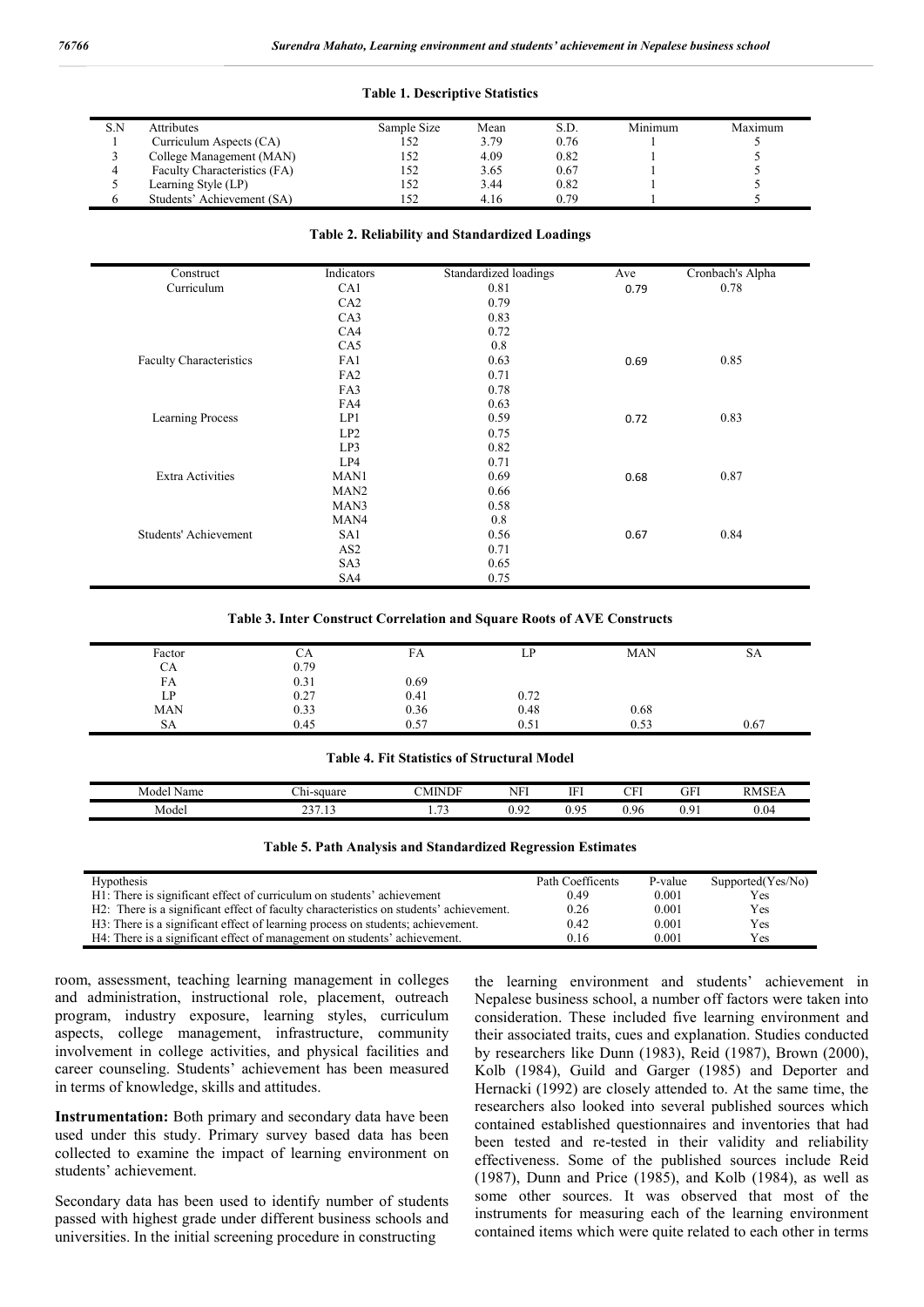**Table 1. Descriptive Statistics**

| S.N | Attributes | Sample Size | Mean | S.D. | Minimum | Maximum |
|---|---|---|---|---|---|---|
| 1 | Curriculum Aspects (CA) | 152 | 3.79 | 0.76 | 1 | 5 |
| 3 | College Management (MAN) | 152 | 4.09 | 0.82 | 1 | 5 |
| 4 | Faculty Characteristics (FA) | 152 | 3.65 | 0.67 | 1 | 5 |
| 5 | Learning Style (LP) | 152 | 3.44 | 0.82 | 1 | 5 |
| 6 | Students' Achievement (SA) | 152 | 4.16 | 0.79 | 1 | 5 |

**Table 2. Reliability and Standardized Loadings**

| Construct | Indicators | Standardized loadings | Ave | Cronbach's Alpha |
|---|---|---|---|---|
| Curriculum | CA1 | 0.81 | 0.79 | 0.78 |
| | CA2 | 0.79 | | |
| | CA3 | 0.83 | | |
| | CA4 | 0.72 | | |
| | CA5 | 0.8 | | |
| Faculty Characteristics | FA1 | 0.63 | 0.69 | 0.85 |
| | FA2 | 0.71 | | |
| | FA3 | 0.78 | | |
| | FA4 | 0.63 | | |
| Learning Process | LP1 | 0.59 | 0.72 | 0.83 |
| | LP2 | 0.75 | | |
| | LP3 | 0.82 | | |
| | LP4 | 0.71 | | |
| Extra Activities | MAN1 | 0.69 | 0.68 | 0.87 |
| | MAN2 | 0.66 | | |
| | MAN3 | 0.58 | | |
| | MAN4 | 0.8 | | |
| Students' Achievement | SA1 | 0.56 | 0.67 | 0.84 |
| | AS2 | 0.71 | | |
| | SA3 | 0.65 | | |
| | SA4 | 0.75 | | |

**Table 3. Inter Construct Correlation and Square Roots of AVE Constructs**

| Factor | CA | FA | LP | MAN | SA |
|---|---|---|---|---|---|
| CA | 0.79 | | | | |
| FA | 0.31 | 0.69 | | | |
| LP | 0.27 | 0.41 | 0.72 | | |
| MAN | 0.33 | 0.36 | 0.48 | 0.68 | |
| SA | 0.45 | 0.57 | 0.51 | 0.53 | 0.67 |

**Table 4. Fit Statistics of Structural Model**

| Model Name | Chi-square | CMINDF | NFI | IFI | CFI | GFI | RMSEA |
|---|---|---|---|---|---|---|---|
| Model | 237.13 | 1.73 | 0.92 | 0.95 | 0.96 | 0.91 | 0.04 |

**Table 5. Path Analysis and Standardized Regression Estimates**

| Hypothesis | Path Coefficents | P-value | Supported(Yes/No) |
|---|---|---|---|
| H1: There is significant effect of curriculum on students' achievement | 0.49 | 0.001 | Yes |
| H2: There is a significant effect of faculty characteristics on students' achievement. | 0.26 | 0.001 | Yes |
| H3: There is a significant effect of learning process on students; achievement. | 0.42 | 0.001 | Yes |
| H4: There is a significant effect of management on students' achievement. | 0.16 | 0.001 | Yes |

room, assessment, teaching learning management in colleges and administration, instructional role, placement, outreach program, industry exposure, learning styles, curriculum aspects, college management, infrastructure, community involvement in college activities, and physical facilities and career counseling. Students' achievement has been measured in terms of knowledge, skills and attitudes.

**Instrumentation:** Both primary and secondary data have been used under this study. Primary survey based data has been collected to examine the impact of learning environment on students' achievement.

Secondary data has been used to identify number of students passed with highest grade under different business schools and universities. In the initial screening procedure in constructing the learning environment and students' achievement in Nepalese business school, a number off factors were taken into consideration. These included five learning environment and their associated traits, cues and explanation. Studies conducted by researchers like Dunn (1983), Reid (1987), Brown (2000), Kolb (1984), Guild and Garger (1985) and Deporter and Hernacki (1992) are closely attended to. At the same time, the researchers also looked into several published sources which contained established questionnaires and inventories that had been tested and re-tested in their validity and reliability effectiveness. Some of the published sources include Reid (1987), Dunn and Price (1985), and Kolb (1984), as well as some other sources. It was observed that most of the instruments for measuring each of the learning environment contained items which were quite related to each other in terms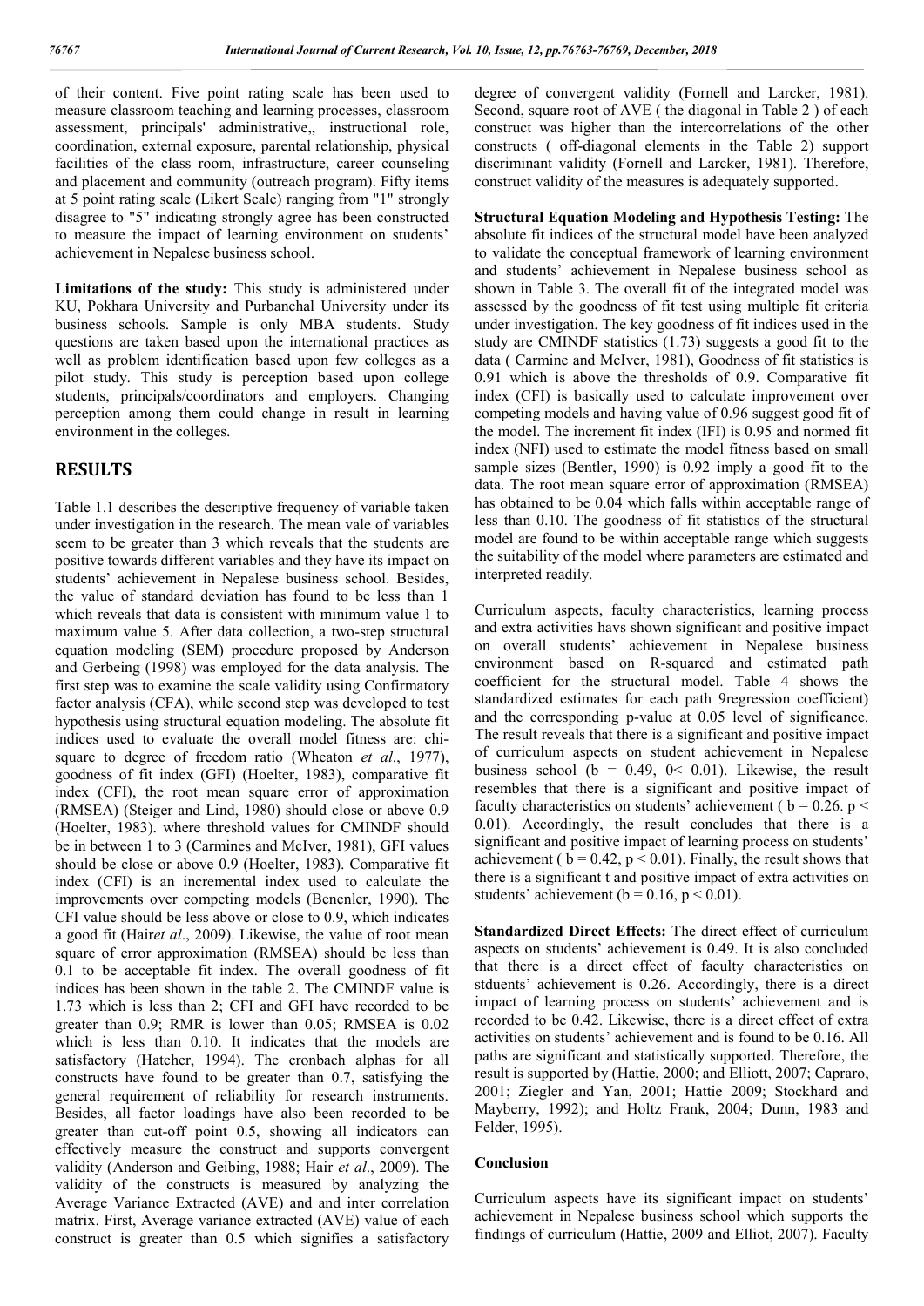of their content. Five point rating scale has been used to measure classroom teaching and learning processes, classroom assessment, principals' administrative,, instructional role, coordination, external exposure, parental relationship, physical facilities of the class room, infrastructure, career counseling and placement and community (outreach program). Fifty items at 5 point rating scale (Likert Scale) ranging from "1" strongly disagree to "5" indicating strongly agree has been constructed to measure the impact of learning environment on students' achievement in Nepalese business school.

**Limitations of the study:** This study is administered under KU, Pokhara University and Purbanchal University under its business schools. Sample is only MBA students. Study questions are taken based upon the international practices as well as problem identification based upon few colleges as a pilot study. This study is perception based upon college students, principals/coordinators and employers. Changing perception among them could change in result in learning environment in the colleges.

## RESULTS

Table 1.1 describes the descriptive frequency of variable taken under investigation in the research. The mean vale of variables seem to be greater than 3 which reveals that the students are positive towards different variables and they have its impact on students' achievement in Nepalese business school. Besides, the value of standard deviation has found to be less than 1 which reveals that data is consistent with minimum value 1 to maximum value 5. After data collection, a two-step structural equation modeling (SEM) procedure proposed by Anderson and Gerbeing (1998) was employed for the data analysis. The first step was to examine the scale validity using Confirmatory factor analysis (CFA), while second step was developed to test hypothesis using structural equation modeling. The absolute fit indices used to evaluate the overall model fitness are: chi-square to degree of freedom ratio (Wheaton *et al*., 1977), goodness of fit index (GFI) (Hoelter, 1983), comparative fit index (CFI), the root mean square error of approximation (RMSEA) (Steiger and Lind, 1980) should close or above 0.9 (Hoelter, 1983). where threshold values for CMINDF should be in between 1 to 3 (Carmines and McIver, 1981), GFI values should be close or above 0.9 (Hoelter, 1983). Comparative fit index (CFI) is an incremental index used to calculate the improvements over competing models (Benenler, 1990). The CFI value should be less above or close to 0.9, which indicates a good fit (Hair*et al*., 2009). Likewise, the value of root mean square of error approximation (RMSEA) should be less than 0.1 to be acceptable fit index. The overall goodness of fit indices has been shown in the table 2. The CMINDF value is 1.73 which is less than 2; CFI and GFI have recorded to be greater than 0.9; RMR is lower than 0.05; RMSEA is 0.02 which is less than 0.10. It indicates that the models are satisfactory (Hatcher, 1994). The cronbach alphas for all constructs have found to be greater than 0.7, satisfying the general requirement of reliability for research instruments. Besides, all factor loadings have also been recorded to be greater than cut-off point 0.5, showing all indicators can effectively measure the construct and supports convergent validity (Anderson and Geibing, 1988; Hair *et al*., 2009). The validity of the constructs is measured by analyzing the Average Variance Extracted (AVE) and and inter correlation matrix. First, Average variance extracted (AVE) value of each construct is greater than 0.5 which signifies a satisfactory degree of convergent validity (Fornell and Larcker, 1981). Second, square root of AVE ( the diagonal in Table 2 ) of each construct was higher than the intercorrelations of the other constructs ( off-diagonal elements in the Table 2) support discriminant validity (Fornell and Larcker, 1981). Therefore, construct validity of the measures is adequately supported.

**Structural Equation Modeling and Hypothesis Testing:** The absolute fit indices of the structural model have been analyzed to validate the conceptual framework of learning environment and students' achievement in Nepalese business school as shown in Table 3. The overall fit of the integrated model was assessed by the goodness of fit test using multiple fit criteria under investigation. The key goodness of fit indices used in the study are CMINDF statistics (1.73) suggests a good fit to the data ( Carmine and McIver, 1981), Goodness of fit statistics is 0.91 which is above the thresholds of 0.9. Comparative fit index (CFI) is basically used to calculate improvement over competing models and having value of 0.96 suggest good fit of the model. The increment fit index (IFI) is 0.95 and normed fit index (NFI) used to estimate the model fitness based on small sample sizes (Bentler, 1990) is 0.92 imply a good fit to the data. The root mean square error of approximation (RMSEA) has obtained to be 0.04 which falls within acceptable range of less than 0.10. The goodness of fit statistics of the structural model are found to be within acceptable range which suggests the suitability of the model where parameters are estimated and interpreted readily.

Curriculum aspects, faculty characteristics, learning process and extra activities havs shown significant and positive impact on overall students' achievement in Nepalese business environment based on R-squared and estimated path coefficient for the structural model. Table 4 shows the standardized estimates for each path 9regression coefficient) and the corresponding p-value at 0.05 level of significance. The result reveals that there is a significant and positive impact of curriculum aspects on student achievement in Nepalese business school ($b = 0.49$, $0 < 0.01$). Likewise, the result resembles that there is a significant and positive impact of faculty characteristics on students' achievement ( $b = 0.26$. $p < 0.01$). Accordingly, the result concludes that there is a significant and positive impact of learning process on students' achievement ( $b = 0.42$, $p < 0.01$). Finally, the result shows that there is a significant t and positive impact of extra activities on students' achievement ($b = 0.16$, $p < 0.01$).

**Standardized Direct Effects:** The direct effect of curriculum aspects on students' achievement is 0.49. It is also concluded that there is a direct effect of faculty characteristics on stduents' achievement is 0.26. Accordingly, there is a direct impact of learning process on students' achievement and is recorded to be 0.42. Likewise, there is a direct effect of extra activities on students' achievement and is found to be 0.16. All paths are significant and statistically supported. Therefore, the result is supported by (Hattie, 2000; and Elliott, 2007; Capraro, 2001; Ziegler and Yan, 2001; Hattie 2009; Stockhard and Mayberry, 1992); and Holtz Frank, 2004; Dunn, 1983 and Felder, 1995).

### Conclusion

Curriculum aspects have its significant impact on students' achievement in Nepalese business school which supports the findings of curriculum (Hattie, 2009 and Elliot, 2007). Faculty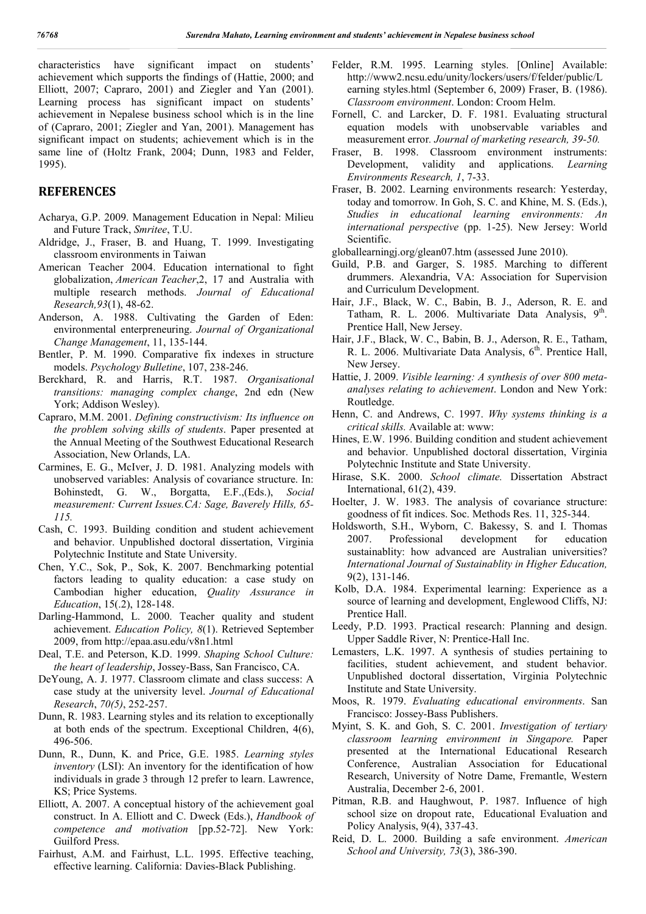characteristics have significant impact on students' achievement which supports the findings of (Hattie, 2000; and Elliott, 2007; Capraro, 2001) and Ziegler and Yan (2001). Learning process has significant impact on students' achievement in Nepalese business school which is in the line of (Capraro, 2001; Ziegler and Yan, 2001). Management has significant impact on students; achievement which is in the same line of (Holtz Frank, 2004; Dunn, 1983 and Felder, 1995).

## REFERENCES

Acharya, G.P. 2009. Management Education in Nepal: Milieu and Future Track, *Smritee*, T.U.

Aldridge, J., Fraser, B. and Huang, T. 1999. Investigating classroom environments in Taiwan

American Teacher 2004. Education international to fight globalization, *American Teacher*,2, 17 and Australia with multiple research methods. *Journal of Educational Research,93*(1), 48-62.

Anderson, A. 1988. Cultivating the Garden of Eden: environmental enterpreneuring. *Journal of Organizational Change Management*, 11, 135-144.

Bentler, P. M. 1990. Comparative fix indexes in structure models. *Psychology Bulletine*, 107, 238-246.

Berckhard, R. and Harris, R.T. 1987. *Organisational transitions: managing complex change*, 2nd edn (New York; Addison Wesley).

Capraro, M.M. 2001. *Defining constructivism: Its influence on the problem solving skills of students*. Paper presented at the Annual Meeting of the Southwest Educational Research Association, New Orlands, LA.

Carmines, E. G., McIver, J. D. 1981. Analyzing models with unobserved variables: Analysis of covariance structure. In: Bohinstedt, G. W., Borgatta, E.F.,(Eds.), *Social measurement: Current Issues.CA: Sage, Baverely Hills, 65-115.*

Cash, C. 1993. Building condition and student achievement and behavior. Unpublished doctoral dissertation, Virginia Polytechnic Institute and State University.

Chen, Y.C., Sok, P., Sok, K. 2007. Benchmarking potential factors leading to quality education: a case study on Cambodian higher education, *Quality Assurance in Education*, 15(.2), 128-148.

Darling-Hammond, L. 2000. Teacher quality and student achievement. *Education Policy, 8*(1). Retrieved September 2009, from http://epaa.asu.edu/v8n1.html

Deal, T.E. and Peterson, K.D. 1999. *Shaping School Culture: the heart of leadership*, Jossey-Bass, San Francisco, CA.

DeYoung, A. J. 1977. Classroom climate and class success: A case study at the university level. *Journal of Educational Research*, *70(5)*, 252-257.

Dunn, R. 1983. Learning styles and its relation to exceptionally at both ends of the spectrum. Exceptional Children, 4(6), 496-506.

Dunn, R., Dunn, K. and Price, G.E. 1985. *Learning styles inventory* (LSI): An inventory for the identification of how individuals in grade 3 through 12 prefer to learn. Lawrence, KS; Price Systems.

Elliott, A. 2007. A conceptual history of the achievement goal construct. In A. Elliott and C. Dweck (Eds.), *Handbook of competence and motivation* [pp.52-72]. New York: Guilford Press.

Fairhust, A.M. and Fairhust, L.L. 1995. Effective teaching, effective learning. California: Davies-Black Publishing.

Felder, R.M. 1995. Learning styles. [Online] Available: http://www2.ncsu.edu/unity/lockers/users/f/felder/public/Learning styles.html (September 6, 2009) Fraser, B. (1986). *Classroom environment*. London: Croom Helm.

Fornell, C. and Larcker, D. F. 1981. Evaluating structural equation models with unobservable variables and measurement error. *Journal of marketing research, 39-50.*

Fraser, B. 1998. Classroom environment instruments: Development, validity and applications. *Learning Environments Research, 1*, 7-33.

Fraser, B. 2002. Learning environments research: Yesterday, today and tomorrow. In Goh, S. C. and Khine, M. S. (Eds.), *Studies in educational learning environments: An international perspective* (pp. 1-25). New Jersey: World Scientific.

globallearningj.org/glean07.htm (assessed June 2010).

Guild, P.B. and Garger, S. 1985. Marching to different drummers. Alexandria, VA: Association for Supervision and Curriculum Development.

Hair, J.F., Black, W. C., Babin, B. J., Aderson, R. E. and Tatham, R. L. 2006. Multivariate Data Analysis, 9th. Prentice Hall, New Jersey.

Hair, J.F., Black, W. C., Babin, B. J., Aderson, R. E., Tatham, R. L. 2006. Multivariate Data Analysis, 6th. Prentice Hall, New Jersey.

Hattie, J. 2009. *Visible learning: A synthesis of over 800 meta-analyses relating to achievement*. London and New York: Routledge.

Henn, C. and Andrews, C. 1997. *Why systems thinking is a critical skills.* Available at: www:

Hines, E.W. 1996. Building condition and student achievement and behavior. Unpublished doctoral dissertation, Virginia Polytechnic Institute and State University.

Hirase, S.K. 2000. *School climate.* Dissertation Abstract International, 61(2), 439.

Hoelter, J. W. 1983. The analysis of covariance structure: goodness of fit indices. Soc. Methods Res. 11, 325-344.

Holdsworth, S.H., Wyborn, C. Bakessy, S. and I. Thomas 2007. Professional development for education sustainablity: how advanced are Australian universities? *International Journal of Sustainablity in Higher Education,* 9(2), 131-146.

Kolb, D.A. 1984. Experimental learning: Experience as a source of learning and development, Englewood Cliffs, NJ: Prentice Hall.

Leedy, P.D. 1993. Practical research: Planning and design. Upper Saddle River, N: Prentice-Hall Inc.

Lemasters, L.K. 1997. A synthesis of studies pertaining to facilities, student achievement, and student behavior. Unpublished doctoral dissertation, Virginia Polytechnic Institute and State University.

Moos, R. 1979. *Evaluating educational environments*. San Francisco: Jossey-Bass Publishers.

Myint, S. K. and Goh, S. C. 2001. *Investigation of tertiary classroom learning environment in Singapore.* Paper presented at the International Educational Research Conference, Australian Association for Educational Research, University of Notre Dame, Fremantle, Western Australia, December 2-6, 2001.

Pitman, R.B. and Haughwout, P. 1987. Influence of high school size on dropout rate, Educational Evaluation and Policy Analysis, 9(4), 337-43.

Reid, D. L. 2000. Building a safe environment. *American School and University, 73*(3), 386-390.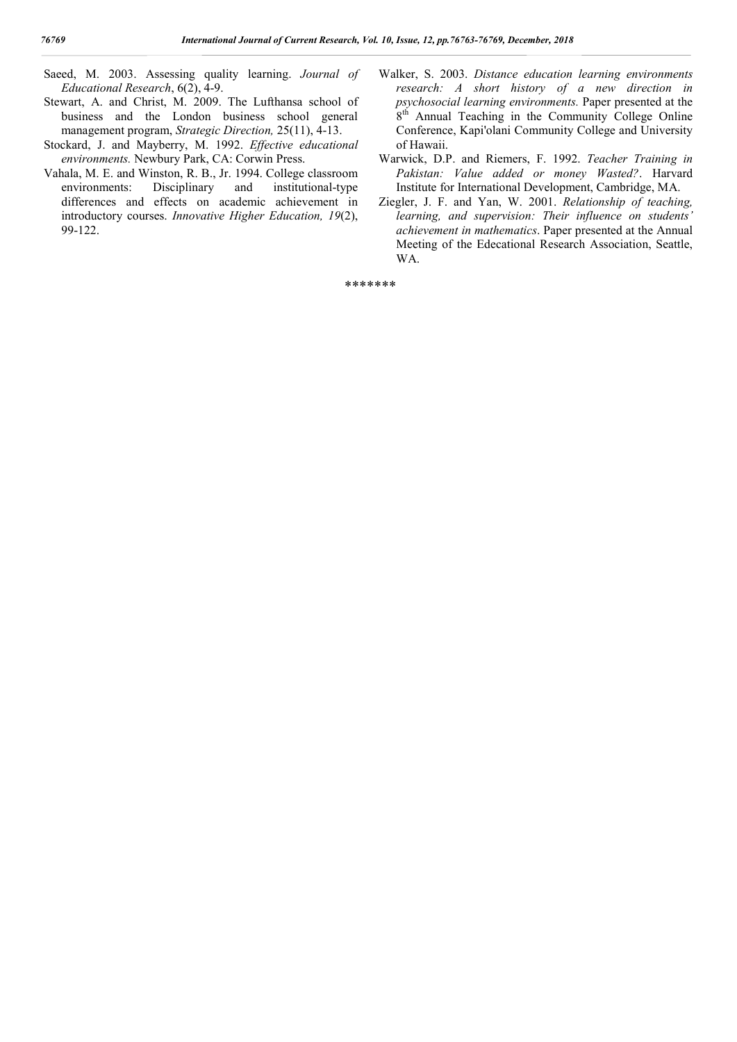Saeed, M. 2003. Assessing quality learning. *Journal of Educational Research*, 6(2), 4-9.

Stewart, A. and Christ, M. 2009. The Lufthansa school of business and the London business school general management program, *Strategic Direction,* 25(11), 4-13.

Stockard, J. and Mayberry, M. 1992. *Effective educational environments.* Newbury Park, CA: Corwin Press.

Vahala, M. E. and Winston, R. B., Jr. 1994. College classroom environments: Disciplinary and institutional-type differences and effects on academic achievement in introductory courses. *Innovative Higher Education, 19*(2), 99-122.

Walker, S. 2003. *Distance education learning environments research: A short history of a new direction in psychosocial learning environments.* Paper presented at the 8th Annual Teaching in the Community College Online Conference, Kapi'olani Community College and University of Hawaii.

Warwick, D.P. and Riemers, F. 1992. *Teacher Training in Pakistan: Value added or money Wasted?*. Harvard Institute for International Development, Cambridge, MA.

Ziegler, J. F. and Yan, W. 2001. *Relationship of teaching, learning, and supervision: Their influence on students' achievement in mathematics*. Paper presented at the Annual Meeting of the Edecational Research Association, Seattle, WA.

*******